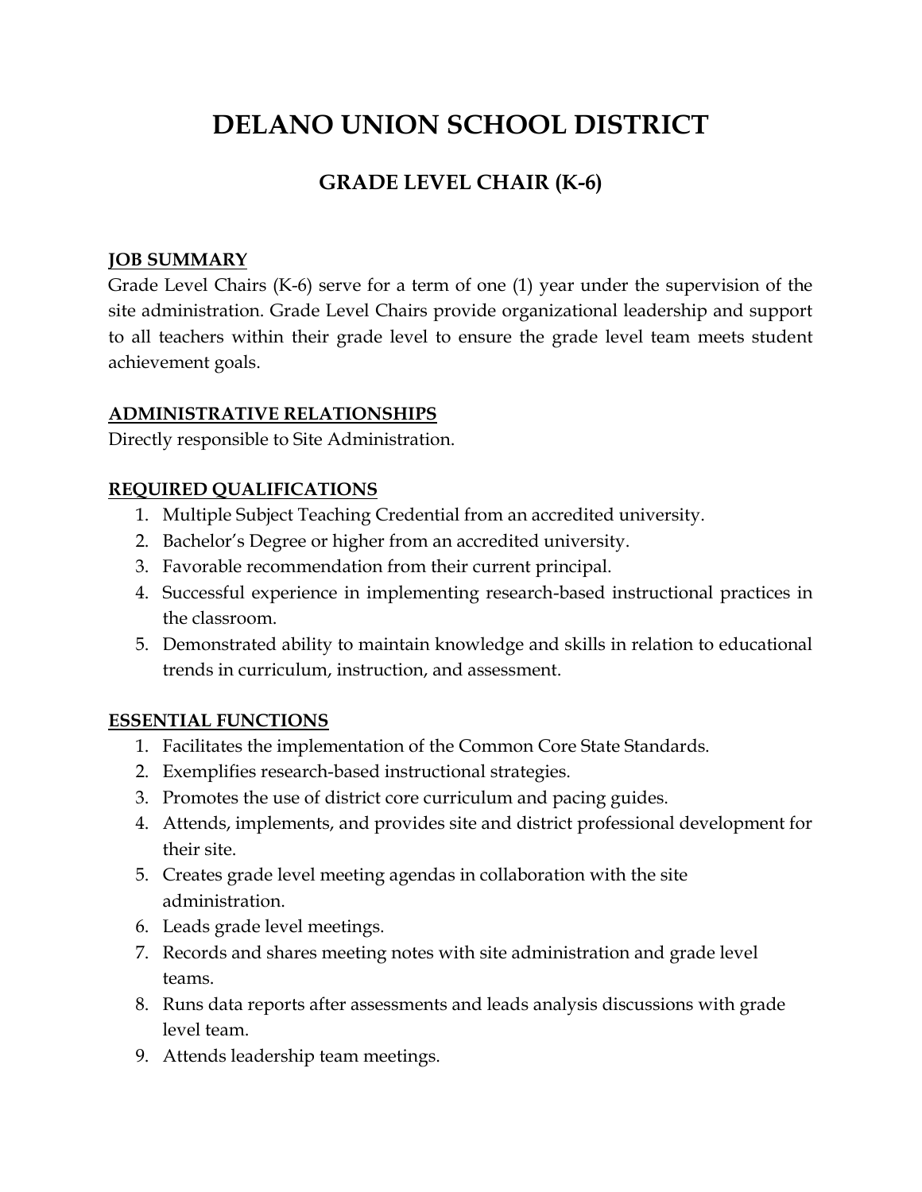# DELANO UNION SCHOOL DISTRICT

## GRADE LEVEL CHAIR (K-6)

### JOB SUMMARY

Grade Level Chairs (K-6) serve for a term of one (1) year under the supervision of the site administration. Grade Level Chairs provide organizational leadership and support to all teachers within their grade level to ensure the grade level team meets student achievement goals.

### ADMINISTRATIVE RELATIONSHIPS

Directly responsible to Site Administration.

### REQUIRED QUALIFICATIONS

1. Multiple Subject Teaching Credential from an accredited university.
2. Bachelor's Degree or higher from an accredited university.
3. Favorable recommendation from their current principal.
4. Successful experience in implementing research-based instructional practices in the classroom.
5. Demonstrated ability to maintain knowledge and skills in relation to educational trends in curriculum, instruction, and assessment.

### ESSENTIAL FUNCTIONS

1. Facilitates the implementation of the Common Core State Standards.
2. Exemplifies research-based instructional strategies.
3. Promotes the use of district core curriculum and pacing guides.
4. Attends, implements, and provides site and district professional development for their site.
5. Creates grade level meeting agendas in collaboration with the site administration.
6. Leads grade level meetings.
7. Records and shares meeting notes with site administration and grade level teams.
8. Runs data reports after assessments and leads analysis discussions with grade level team.
9. Attends leadership team meetings.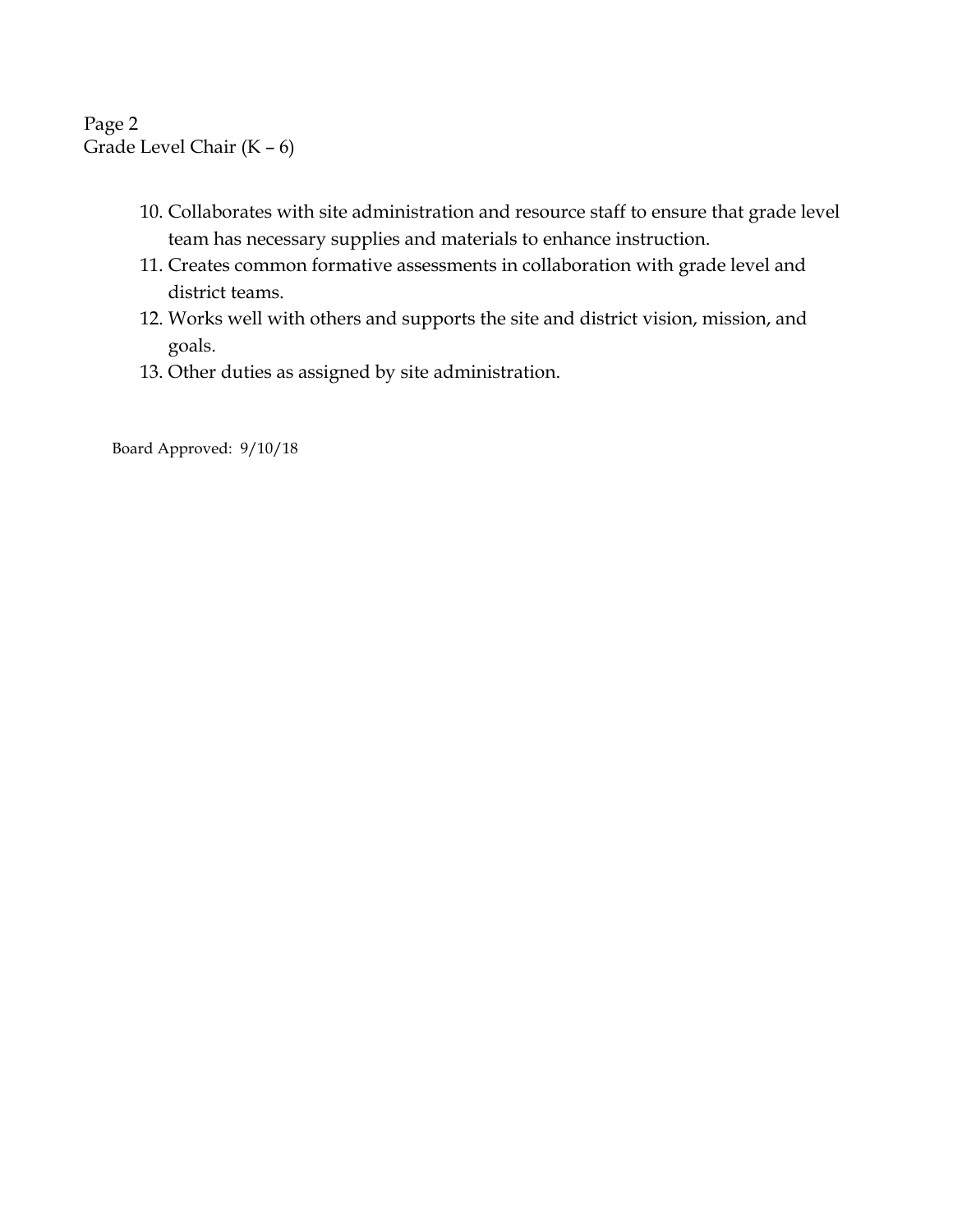10. Collaborates with site administration and resource staff to ensure that grade level team has necessary supplies and materials to enhance instruction.
11. Creates common formative assessments in collaboration with grade level and district teams.
12. Works well with others and supports the site and district vision, mission, and goals.
13. Other duties as assigned by site administration.

Board Approved: 9/10/18